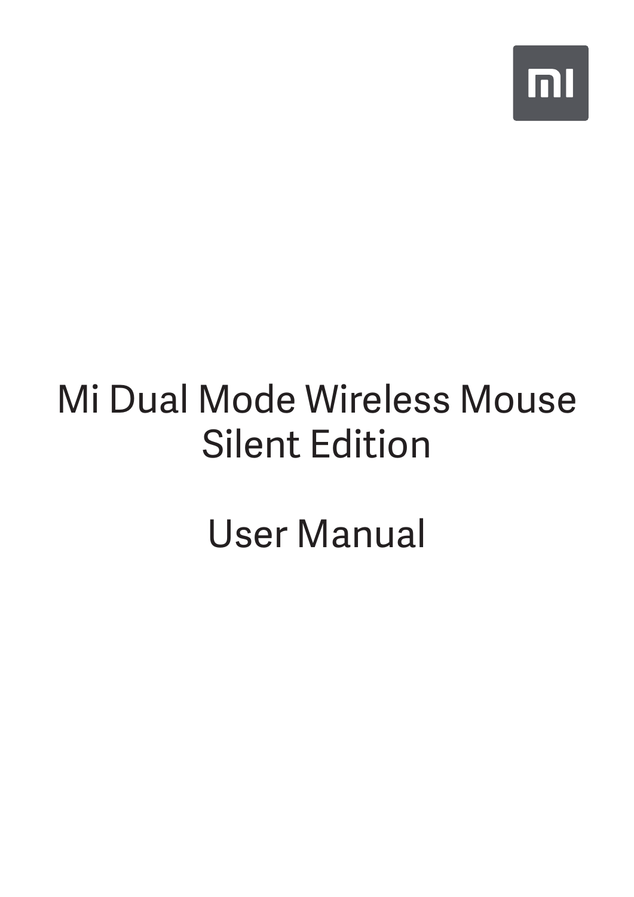# Mi Dual Mode Wireless Mouse Silent Edition

# User Manual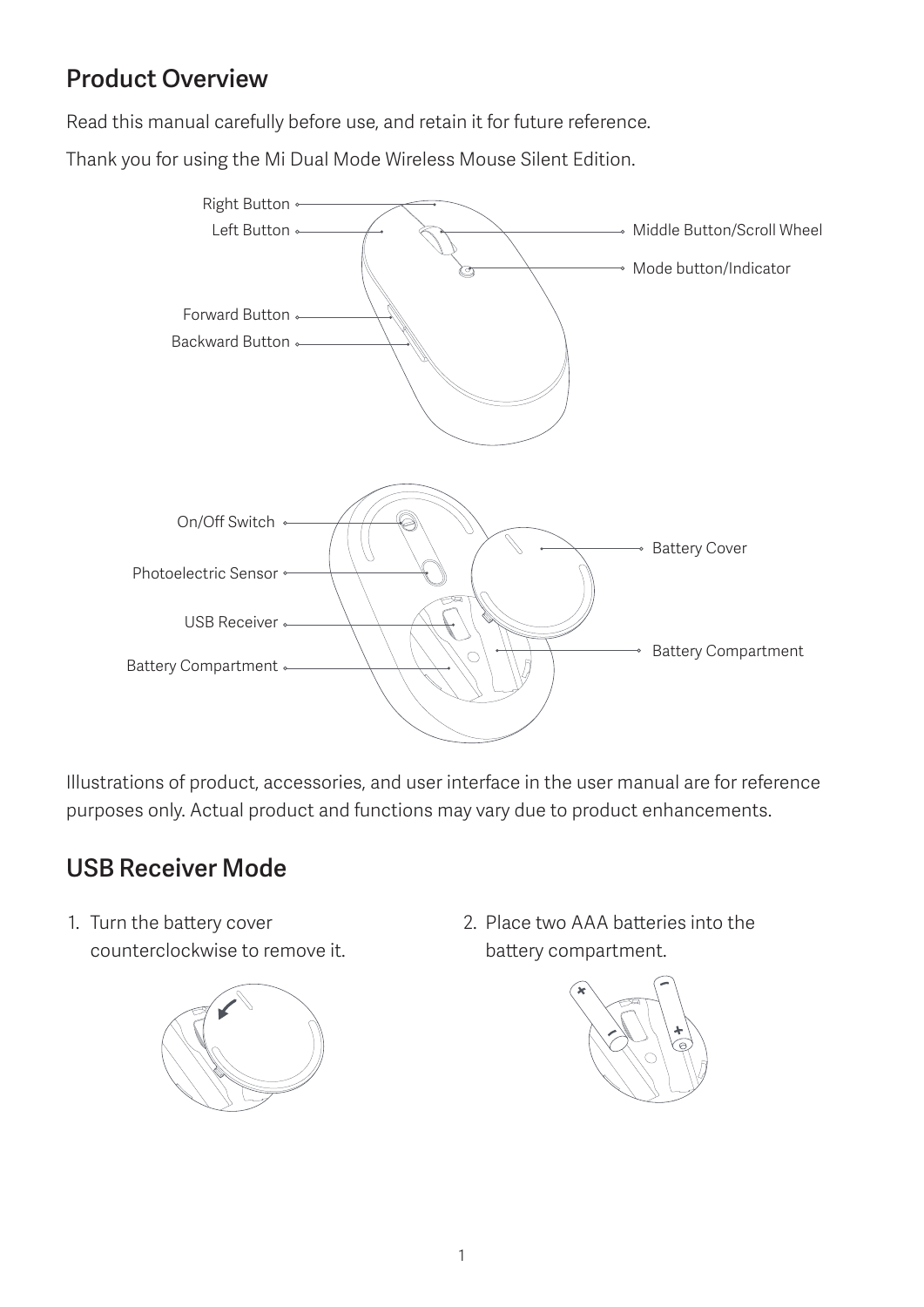## Product Overview

Read this manual carefully before use, and retain it for future reference.

Thank you for using the Mi Dual Mode Wireless Mouse Silent Edition.

Right Button
Left Button
Middle Button/Scroll Wheel
Mode button/Indicator
Forward Button
Backward Button

On/Off Switch
Photoelectric Sensor
USB Receiver
Battery Compartment
Battery Cover
Battery Compartment

Illustrations of product, accessories, and user interface in the user manual are for reference purposes only. Actual product and functions may vary due to product enhancements.

## USB Receiver Mode

1. Turn the battery cover counterclockwise to remove it.

2. Place two AAA batteries into the battery compartment.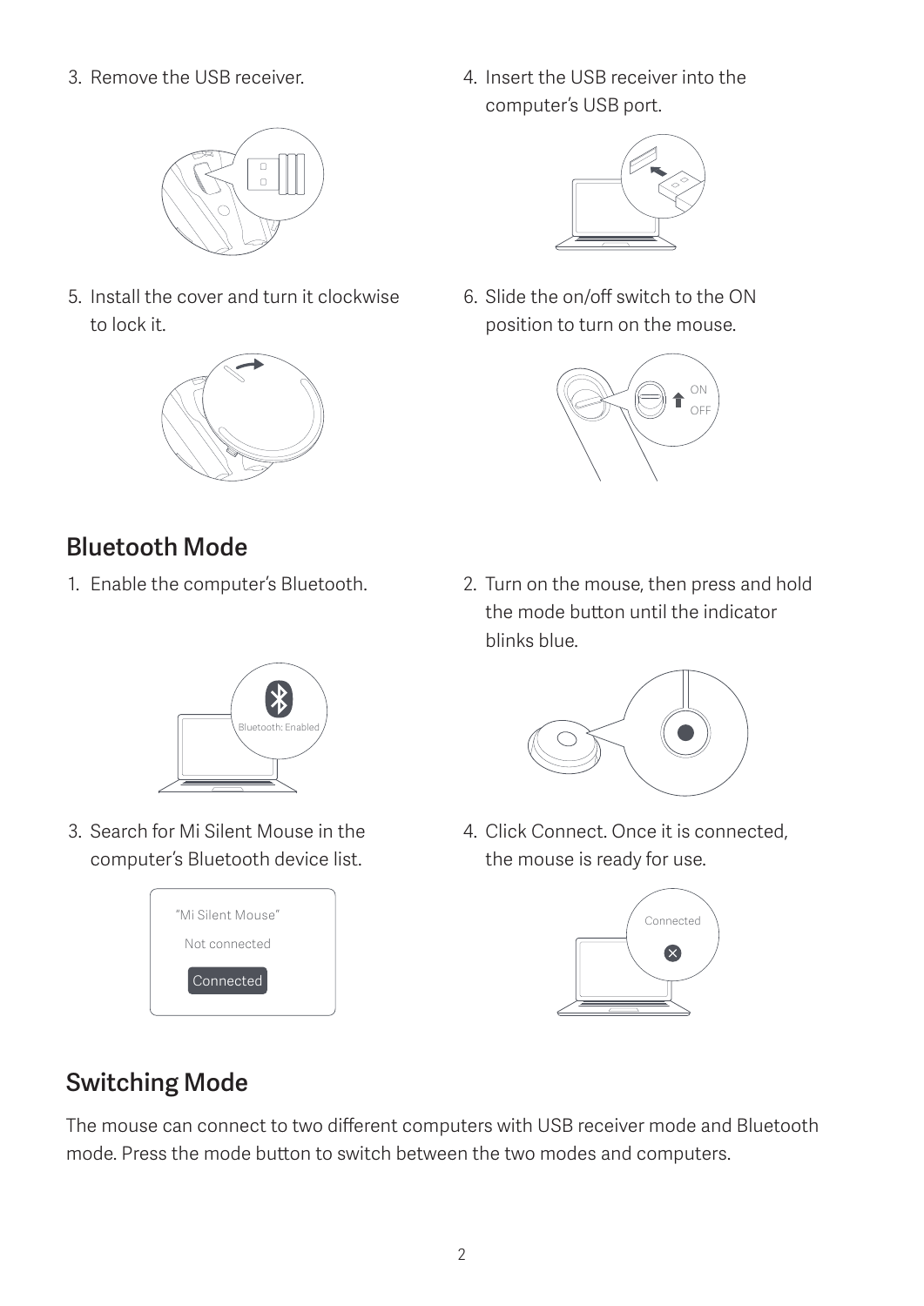3. Remove the USB receiver.

4. Insert the USB receiver into the computer's USB port.

5. Install the cover and turn it clockwise to lock it.

6. Slide the on/off switch to the ON position to turn on the mouse.

## Bluetooth Mode

1. Enable the computer's Bluetooth.

2. Turn on the mouse, then press and hold the mode button until the indicator blinks blue.

3. Search for Mi Silent Mouse in the computer's Bluetooth device list.

4. Click Connect. Once it is connected, the mouse is ready for use.

## Switching Mode

The mouse can connect to two different computers with USB receiver mode and Bluetooth mode. Press the mode button to switch between the two modes and computers.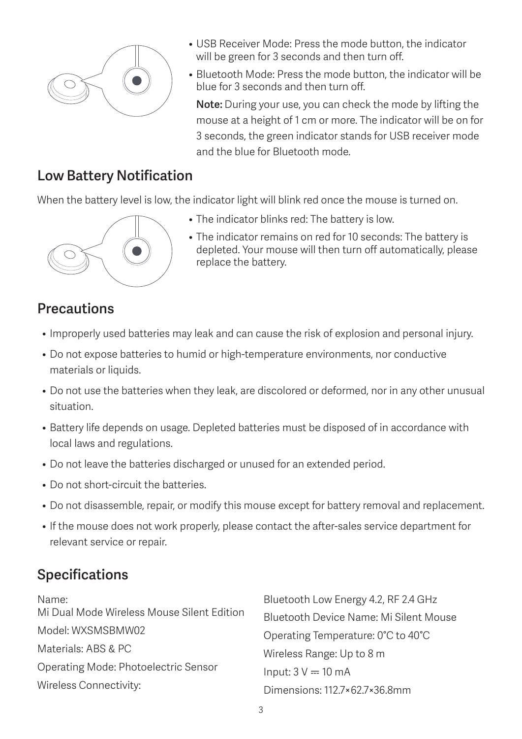- USB Receiver Mode: Press the mode button, the indicator will be green for 3 seconds and then turn off.
- Bluetooth Mode: Press the mode button, the indicator will be blue for 3 seconds and then turn off.

  **Note:** During your use, you can check the mode by lifting the mouse at a height of 1 cm or more. The indicator will be on for 3 seconds, the green indicator stands for USB receiver mode and the blue for Bluetooth mode.

## Low Battery Notification

When the battery level is low, the indicator light will blink red once the mouse is turned on.

- The indicator blinks red: The battery is low.
- The indicator remains on red for 10 seconds: The battery is depleted. Your mouse will then turn off automatically, please replace the battery.

## Precautions

- Improperly used batteries may leak and can cause the risk of explosion and personal injury.
- Do not expose batteries to humid or high-temperature environments, nor conductive materials or liquids.
- Do not use the batteries when they leak, are discolored or deformed, nor in any other unusual situation.
- Battery life depends on usage. Depleted batteries must be disposed of in accordance with local laws and regulations.
- Do not leave the batteries discharged or unused for an extended period.
- Do not short-circuit the batteries.
- Do not disassemble, repair, or modify this mouse except for battery removal and replacement.
- If the mouse does not work properly, please contact the after-sales service department for relevant service or repair.

## Specifications

Name:
Mi Dual Mode Wireless Mouse Silent Edition

Model: WXSMSBMW02

Materials: ABS & PC

Operating Mode: Photoelectric Sensor

Wireless Connectivity:
Bluetooth Low Energy 4.2, RF 2.4 GHz

Bluetooth Device Name: Mi Silent Mouse

Operating Temperature: 0°C to 40°C

Wireless Range: Up to 8 m

Input: 3 V ⎓ 10 mA

Dimensions: 112.7×62.7×36.8mm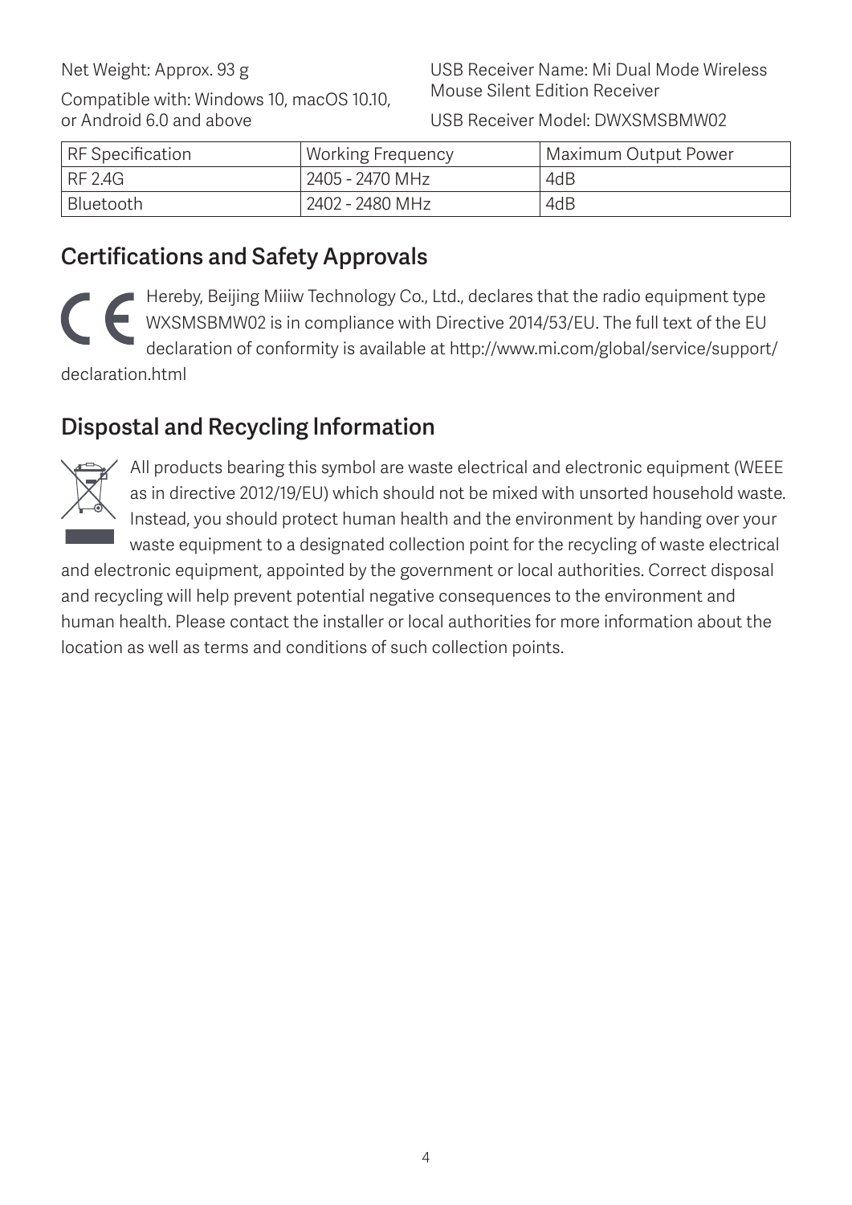Net Weight: Approx. 93 g

Compatible with: Windows 10, macOS 10.10, or Android 6.0 and above

USB Receiver Name: Mi Dual Mode Wireless Mouse Silent Edition Receiver

USB Receiver Model: DWXSMSBMW02

| RF Specification | Working Frequency | Maximum Output Power |
| --- | --- | --- |
| RF 2.4G | 2405 - 2470 MHz | 4dB |
| Bluetooth | 2402 - 2480 MHz | 4dB |

## Certifications and Safety Approvals

Hereby, Beijing Miiiw Technology Co., Ltd., declares that the radio equipment type WXSMSBMW02 is in compliance with Directive 2014/53/EU. The full text of the EU declaration of conformity is available at http://www.mi.com/global/service/support/declaration.html

## Dispostal and Recycling Information

All products bearing this symbol are waste electrical and electronic equipment (WEEE as in directive 2012/19/EU) which should not be mixed with unsorted household waste. Instead, you should protect human health and the environment by handing over your waste equipment to a designated collection point for the recycling of waste electrical and electronic equipment, appointed by the government or local authorities. Correct disposal and recycling will help prevent potential negative consequences to the environment and human health. Please contact the installer or local authorities for more information about the location as well as terms and conditions of such collection points.